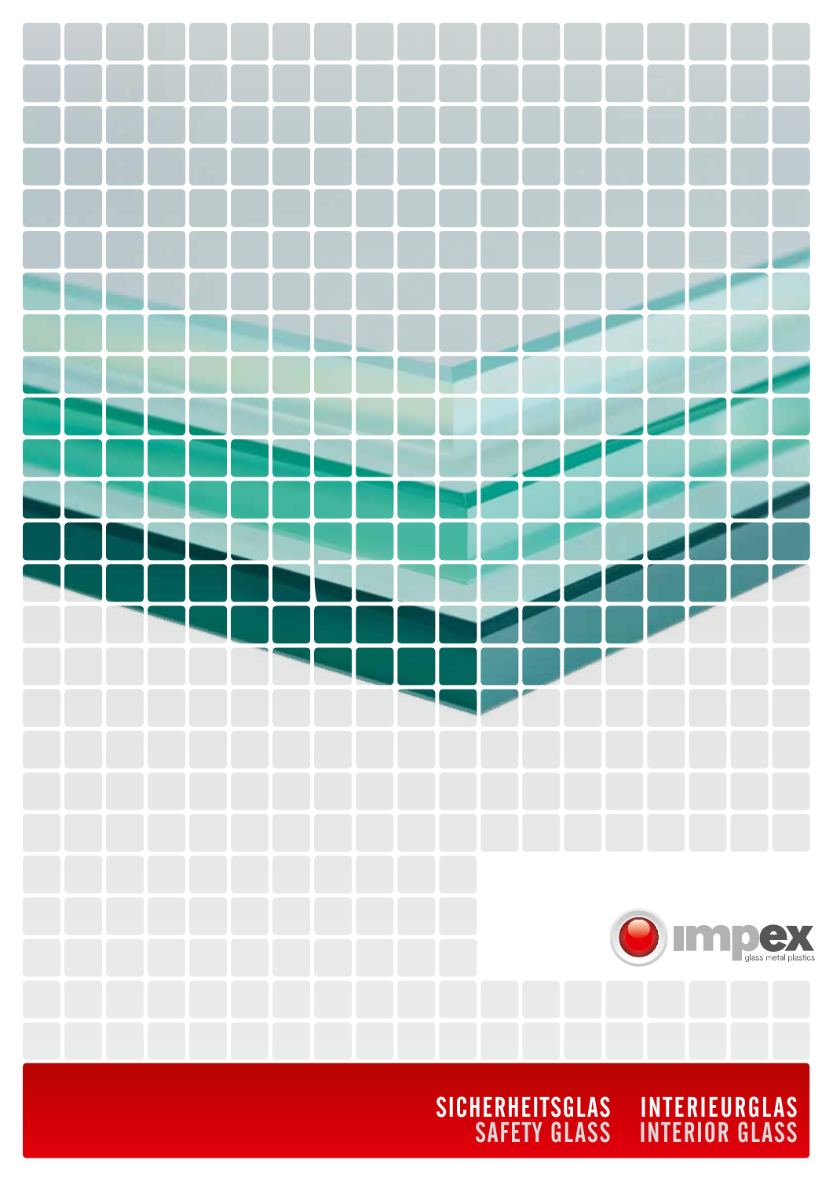impex

glass metal plastics

# SICHERHEITSGLAS
# SAFETY GLASS

# INTERIEURGLAS
# INTERIOR GLASS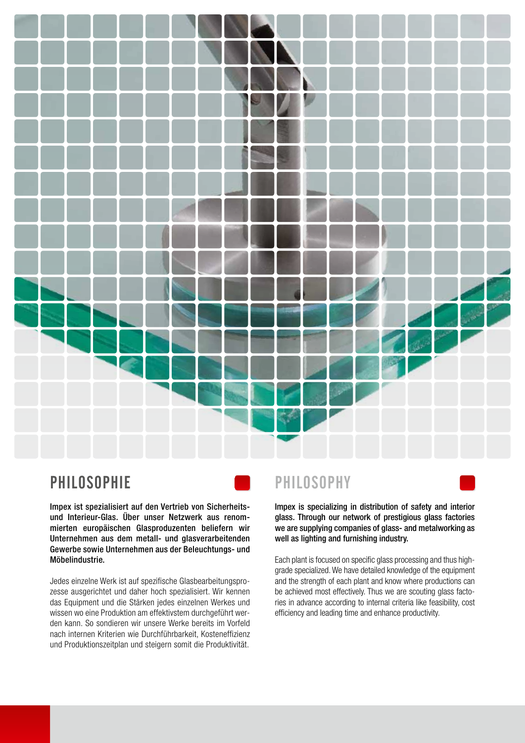## PHILOSOPHIE

**Impex ist spezialisiert auf den Vertrieb von Sicherheits- und Interieur-Glas. Über unser Netzwerk aus renommierten europäischen Glasproduzenten beliefern wir Unternehmen aus dem metall- und glasverarbeitenden Gewerbe sowie Unternehmen aus der Beleuchtungs- und Möbelindustrie.**

Jedes einzelne Werk ist auf spezifische Glasbearbeitungsprozesse ausgerichtet und daher hoch spezialisiert. Wir kennen das Equipment und die Stärken jedes einzelnen Werkes und wissen wo eine Produktion am effektivstem durchgeführt werden kann. So sondieren wir unsere Werke bereits im Vorfeld nach internen Kriterien wie Durchführbarkeit, Kosteneffizienz und Produktionszeitplan und steigern somit die Produktivität.

## PHILOSOPHY

**Impex is specializing in distribution of safety and interior glass. Through our network of prestigious glass factories we are supplying companies of glass- and metalworking as well as lighting and furnishing industry.**

Each plant is focused on specific glass processing and thus high-grade specialized. We have detailed knowledge of the equipment and the strength of each plant and know where productions can be achieved most effectively. Thus we are scouting glass factories in advance according to internal criteria like feasibility, cost efficiency and leading time and enhance productivity.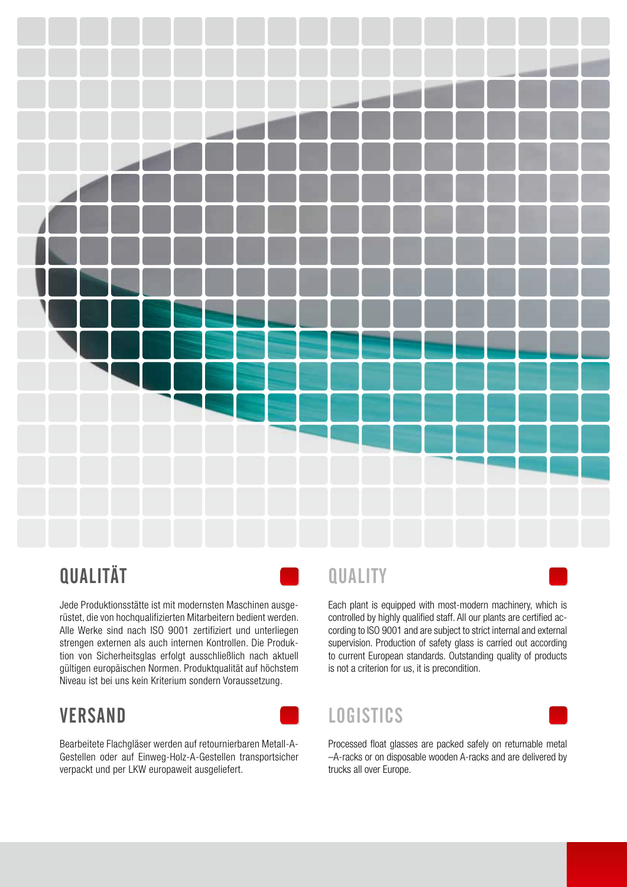## QUALITÄT

Jede Produktionsstätte ist mit modernsten Maschinen ausgerüstet, die von hochqualifizierten Mitarbeitern bedient werden. Alle Werke sind nach ISO 9001 zertifiziert und unterliegen strengen externen als auch internen Kontrollen. Die Produktion von Sicherheitsglas erfolgt ausschließlich nach aktuell gültigen europäischen Normen. Produktqualität auf höchstem Niveau ist bei uns kein Kriterium sondern Voraussetzung.

## VERSAND

Bearbeitete Flachgläser werden auf retournierbaren Metall-A-Gestellen oder auf Einweg-Holz-A-Gestellen transportsicher verpackt und per LKW europaweit ausgeliefert.

## QUALITY

Each plant is equipped with most-modern machinery, which is controlled by highly qualified staff. All our plants are certified according to ISO 9001 and are subject to strict internal and external supervision. Production of safety glass is carried out according to current European standards. Outstanding quality of products is not a criterion for us, it is precondition.

## LOGISTICS

Processed float glasses are packed safely on returnable metal –A-racks or on disposable wooden A-racks and are delivered by trucks all over Europe.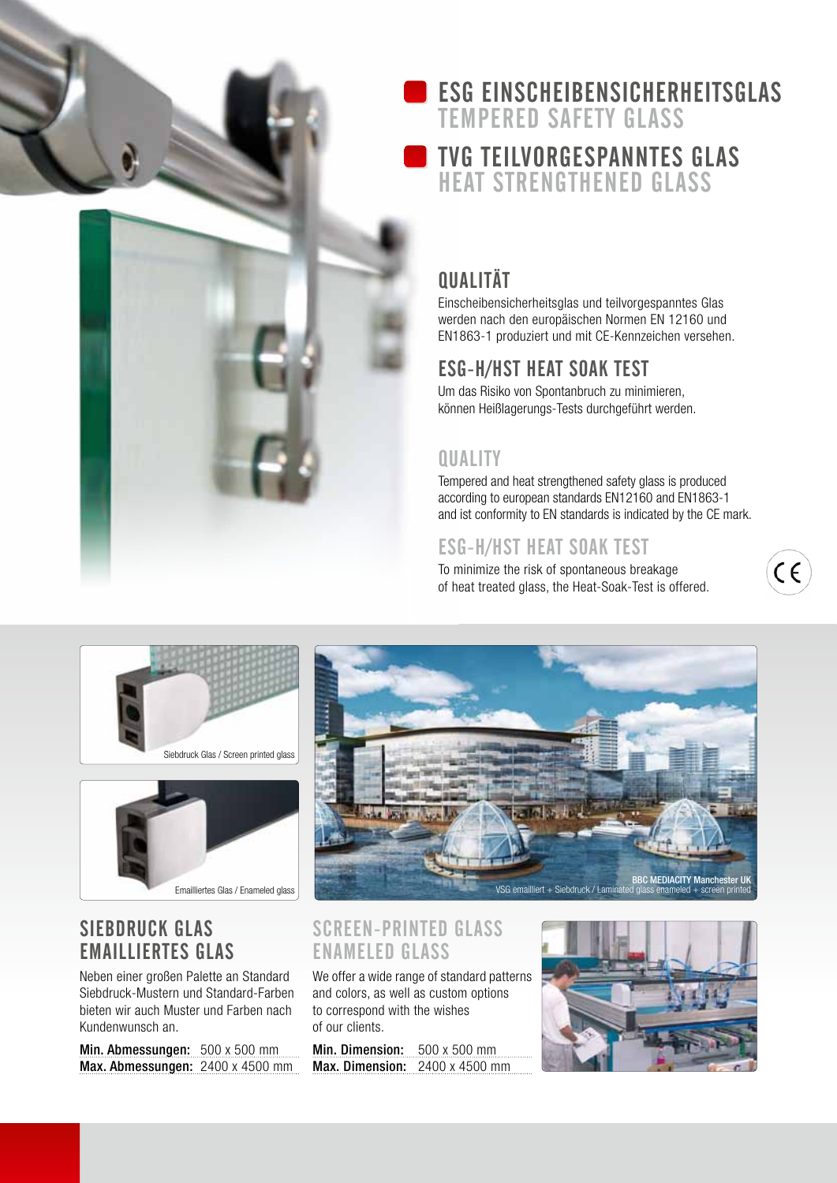# ESG EINSCHEIBENSICHERHEITSGLAS
## TEMPERED SAFETY GLASS

# TVG TEILVORGESPANNTES GLAS
## HEAT STRENGTHENED GLASS

### QUALITÄT

Einscheibensicherheitsglas und teilvorgespanntes Glas werden nach den europäischen Normen EN 12160 und EN1863-1 produziert und mit CE-Kennzeichen versehen.

### ESG-H/HST HEAT SOAK TEST

Um das Risiko von Spontanbruch zu minimieren, können Heißlagerungs-Tests durchgeführt werden.

### QUALITY

Tempered and heat strengthened safety glass is produced according to european standards EN12160 and EN1863-1 and ist conformity to EN standards is indicated by the CE mark.

### ESG-H/HST HEAT SOAK TEST

To minimize the risk of spontaneous breakage of heat treated glass, the Heat-Soak-Test is offered.

CE

Siebdruck Glas / Screen printed glass

Emailliertes Glas / Enameled glass

BBC MEDIACITY Manchester UK
VSG emailliert + Siebdruck / Laminated glass enameled + screen printed

### SIEBDRUCK GLAS EMAILLIERTES GLAS

Neben einer großen Palette an Standard Siebdruck-Mustern und Standard-Farben bieten wir auch Muster und Farben nach Kundenwunsch an.

**Min. Abmessungen:** 500 x 500 mm
**Max. Abmessungen:** 2400 x 4500 mm

### SCREEN-PRINTED GLASS ENAMELED GLASS

We offer a wide range of standard patterns and colors, as well as custom options to correspond with the wishes of our clients.

**Min. Dimension:** 500 x 500 mm
**Max. Dimension:** 2400 x 4500 mm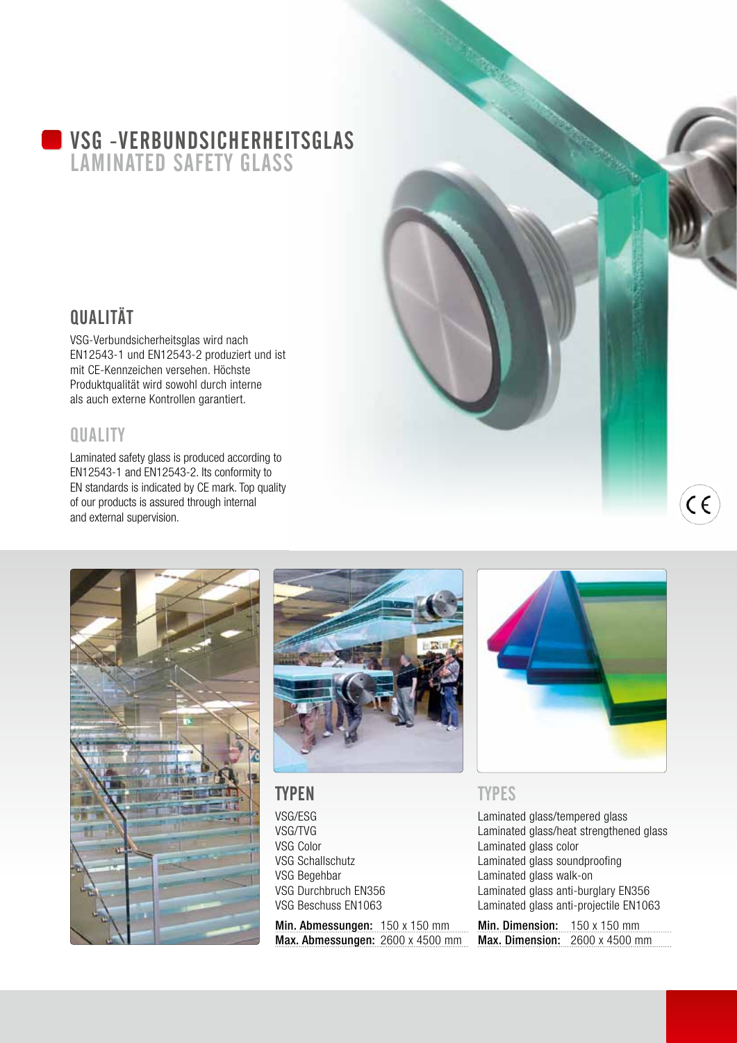# VSG -VERBUNDSICHERHEITSGLAS
# LAMINATED SAFETY GLASS

## QUALITÄT

VSG-Verbundsicherheitsglas wird nach EN12543-1 und EN12543-2 produziert und ist mit CE-Kennzeichen versehen. Höchste Produktqualität wird sowohl durch interne als auch externe Kontrollen garantiert.

## QUALITY

Laminated safety glass is produced according to EN12543-1 and EN12543-2. Its conformity to EN standards is indicated by CE mark. Top quality of our products is assured through internal and external supervision.

## TYPEN

VSG/ESG
VSG/TVG
VSG Color
VSG Schallschutz
VSG Begehbar
VSG Durchbruch EN356
VSG Beschuss EN1063

**Min. Abmessungen:** 150 x 150 mm
**Max. Abmessungen:** 2600 x 4500 mm

## TYPES

Laminated glass/tempered glass
Laminated glass/heat strengthened glass
Laminated glass color
Laminated glass soundproofing
Laminated glass walk-on
Laminated glass anti-burglary EN356
Laminated glass anti-projectile EN1063

**Min. Dimension:** 150 x 150 mm
**Max. Dimension:** 2600 x 4500 mm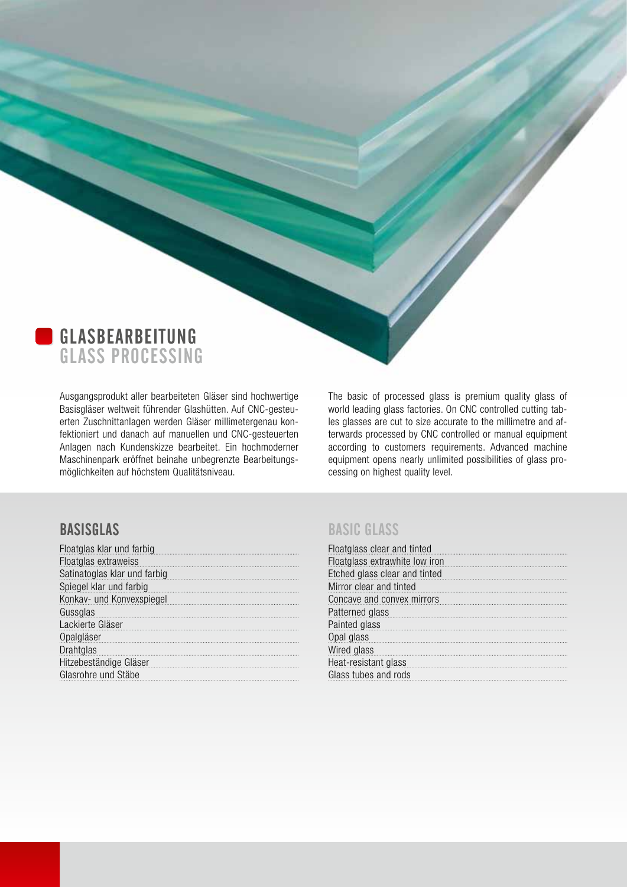# GLASBEARBEITUNG
# GLASS PROCESSING

Ausgangsprodukt aller bearbeiteten Gläser sind hochwertige Basisgläser weltweit führender Glashütten. Auf CNC-gesteuerten Zuschnittanlagen werden Gläser millimetergenau konfektioniert und danach auf manuellen und CNC-gesteuerten Anlagen nach Kundenskizze bearbeitet. Ein hochmoderner Maschinenpark eröffnet beinahe unbegrenzte Bearbeitungsmöglichkeiten auf höchstem Qualitätsniveau.

The basic of processed glass is premium quality glass of world leading glass factories. On CNC controlled cutting tables glasses are cut to size accurate to the millimetre and afterwards processed by CNC controlled or manual equipment according to customers requirements. Advanced machine equipment opens nearly unlimited possibilities of glass processing on highest quality level.

## BASISGLAS

- Floatglas klar und farbig
- Floatglas extraweiss
- Satinatoglas klar und farbig
- Spiegel klar und farbig
- Konkav- und Konvexspiegel
- Gussglas
- Lackierte Gläser
- Opalgläser
- Drahtglas
- Hitzebeständige Gläser
- Glasrohre und Stäbe

## BASIC GLASS

- Floatglass clear and tinted
- Floatglass extrawhite low iron
- Etched glass clear and tinted
- Mirror clear and tinted
- Concave and convex mirrors
- Patterned glass
- Painted glass
- Opal glass
- Wired glass
- Heat-resistant glass
- Glass tubes and rods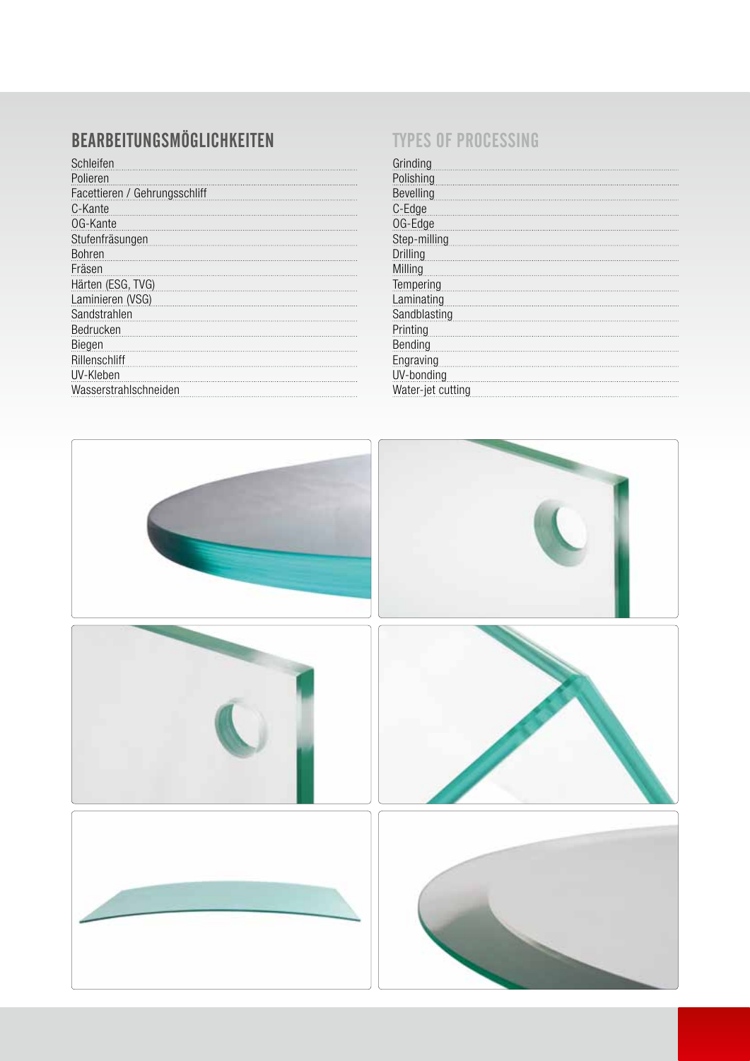## BEARBEITUNGSMÖGLICHKEITEN

- Schleifen
- Polieren
- Facettieren / Gehrungsschliff
- C-Kante
- OG-Kante
- Stufenfräsungen
- Bohren
- Fräsen
- Härten (ESG, TVG)
- Laminieren (VSG)
- Sandstrahlen
- Bedrucken
- Biegen
- Rillenschliff
- UV-Kleben
- Wasserstrahlschneiden

## TYPES OF PROCESSING

- Grinding
- Polishing
- Bevelling
- C-Edge
- OG-Edge
- Step-milling
- Drilling
- Milling
- Tempering
- Laminating
- Sandblasting
- Printing
- Bending
- Engraving
- UV-bonding
- Water-jet cutting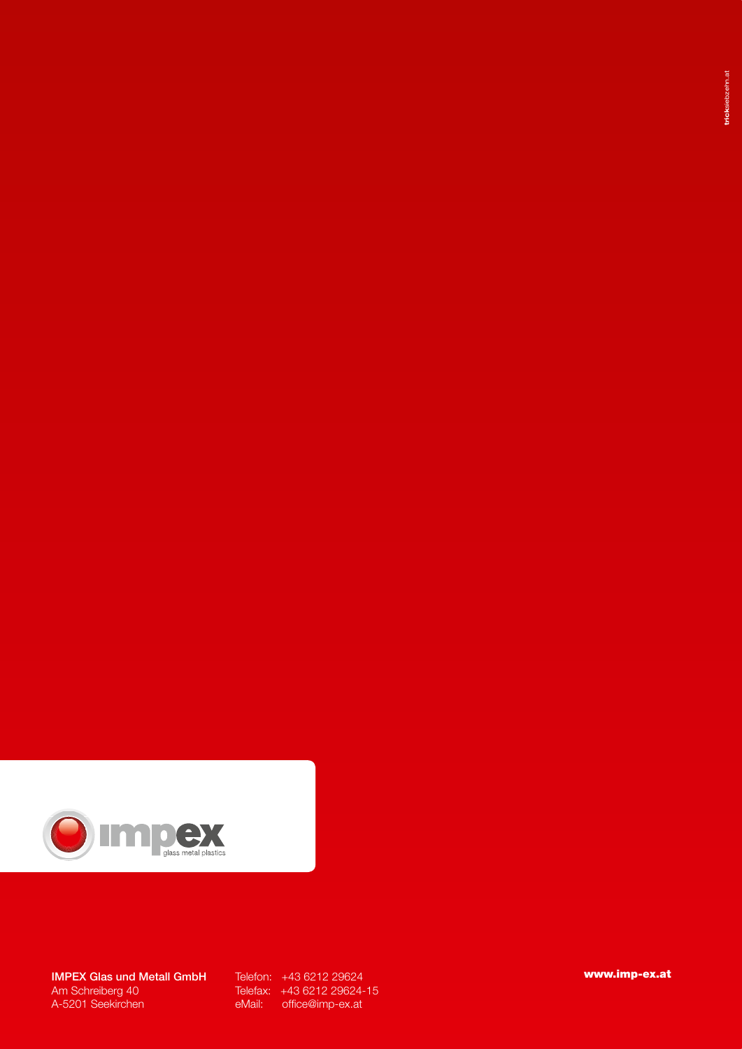impex
glass metal plastics

**IMPEX Glas und Metall GmbH**
Am Schreiberg 40
A-5201 Seekirchen

Telefon: +43 6212 29624
Telefax: +43 6212 29624-15
eMail: office@imp-ex.at

**www.imp-ex.at**

tricksiebzehn.at